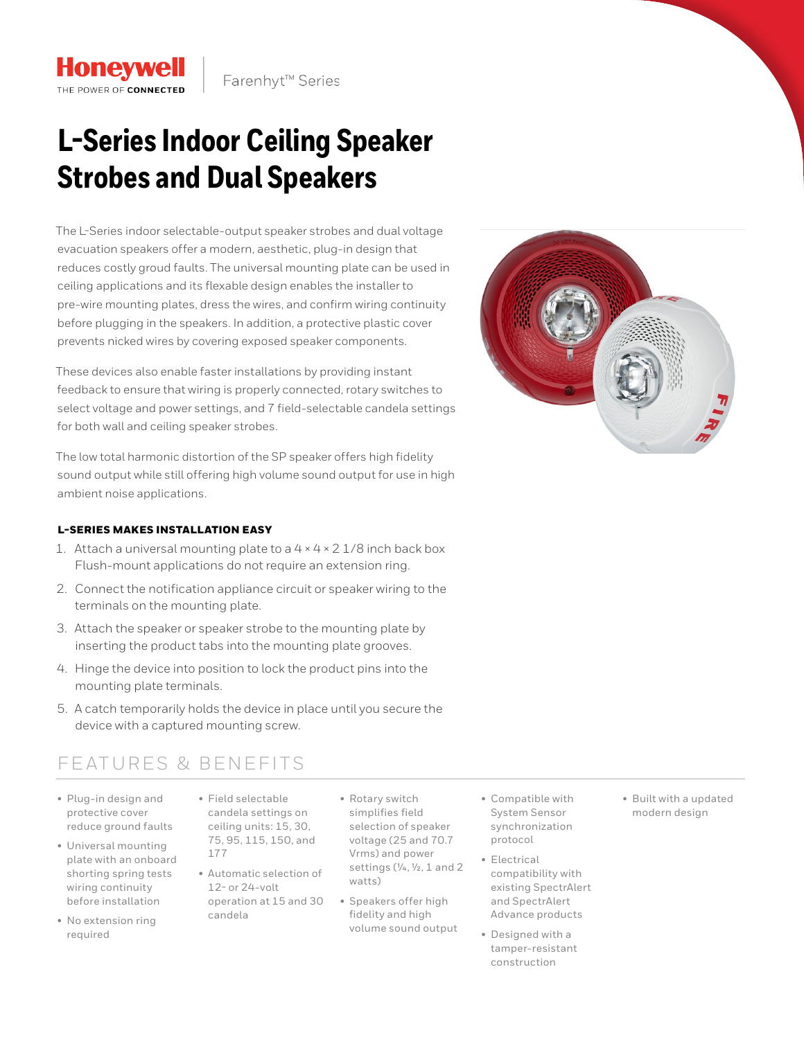Honeywell
THE POWER OF CONNECTED

Farenhyt™ Series

# L-Series Indoor Ceiling Speaker Strobes and Dual Speakers

The L-Series indoor selectable-output speaker strobes and dual voltage evacuation speakers offer a modern, aesthetic, plug-in design that reduces costly groud faults. The universal mounting plate can be used in ceiling applications and its flexable design enables the installer to pre-wire mounting plates, dress the wires, and confirm wiring continuity before plugging in the speakers. In addition, a protective plastic cover prevents nicked wires by covering exposed speaker components.

These devices also enable faster installations by providing instant feedback to ensure that wiring is properly connected, rotary switches to select voltage and power settings, and 7 field-selectable candela settings for both wall and ceiling speaker strobes.

The low total harmonic distortion of the SP speaker offers high fidelity sound output while still offering high volume sound output for use in high ambient noise applications.

### L-SERIES MAKES INSTALLATION EASY

1. Attach a universal mounting plate to a 4 × 4 × 2 1/8 inch back box Flush-mount applications do not require an extension ring.
2. Connect the notification appliance circuit or speaker wiring to the terminals on the mounting plate.
3. Attach the speaker or speaker strobe to the mounting plate by inserting the product tabs into the mounting plate grooves.
4. Hinge the device into position to lock the product pins into the mounting plate terminals.
5. A catch temporarily holds the device in place until you secure the device with a captured mounting screw.

## FEATURES & BENEFITS

- Plug-in design and protective cover reduce ground faults
- Universal mounting plate with an onboard shorting spring tests wiring continuity before installation
- No extension ring required
- Field selectable candela settings on ceiling units: 15, 30, 75, 95, 115, 150, and 177
- Automatic selection of 12- or 24-volt operation at 15 and 30 candela
- Rotary switch simplifies field selection of speaker voltage (25 and 70.7 Vrms) and power settings (¼, ½, 1 and 2 watts)
- Speakers offer high fidelity and high volume sound output
- Compatible with System Sensor synchronization protocol
- Electrical compatibility with existing SpectrAlert and SpectrAlert Advance products
- Designed with a tamper-resistant construction
- Built with a updated modern design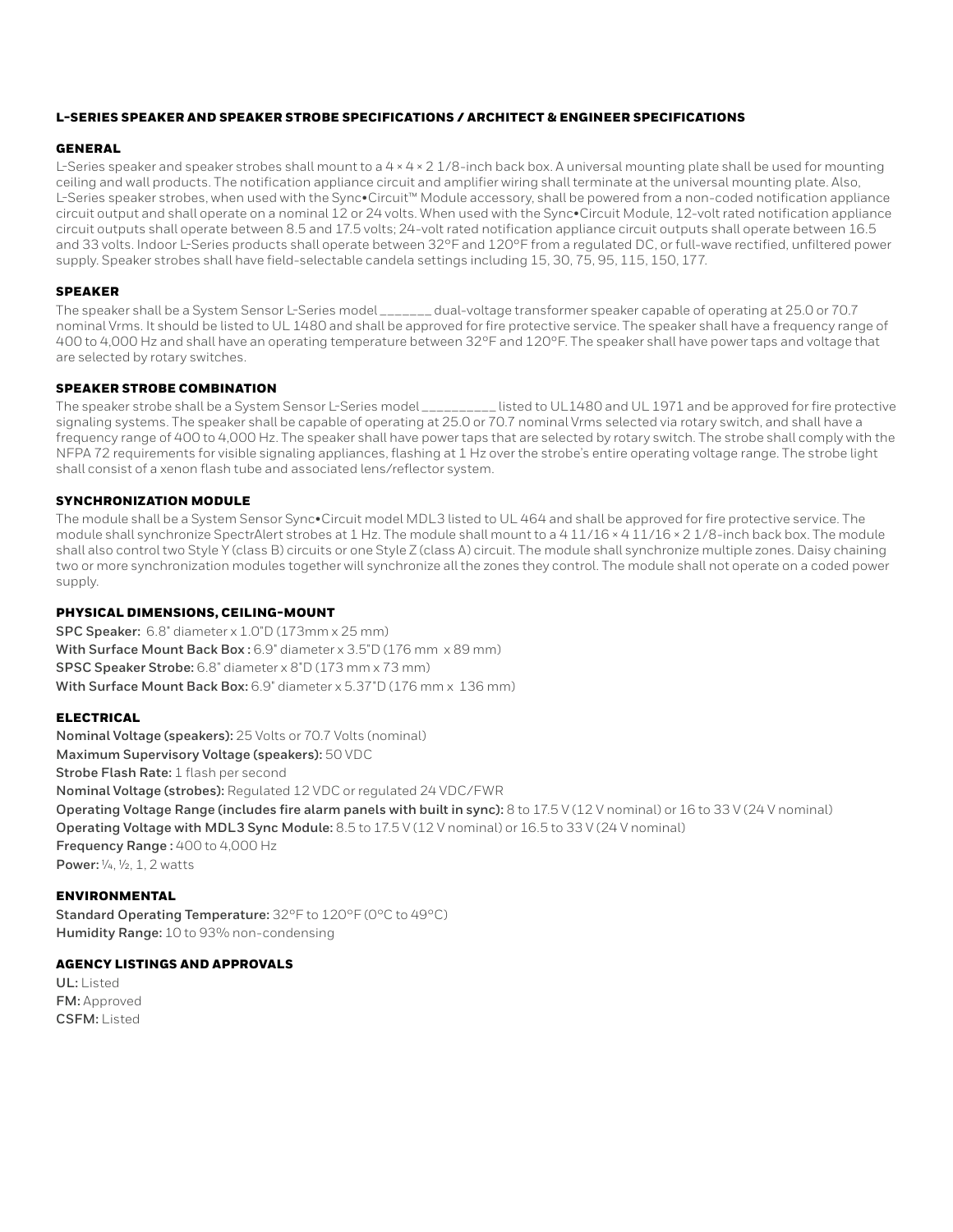## L-SERIES SPEAKER AND SPEAKER STROBE SPECIFICATIONS / ARCHITECT & ENGINEER SPECIFICATIONS

### GENERAL

L-Series speaker and speaker strobes shall mount to a 4 × 4 × 2 1/8-inch back box. A universal mounting plate shall be used for mounting ceiling and wall products. The notification appliance circuit and amplifier wiring shall terminate at the universal mounting plate. Also, L-Series speaker strobes, when used with the Sync•Circuit™ Module accessory, shall be powered from a non-coded notification appliance circuit output and shall operate on a nominal 12 or 24 volts. When used with the Sync•Circuit Module, 12-volt rated notification appliance circuit outputs shall operate between 8.5 and 17.5 volts; 24-volt rated notification appliance circuit outputs shall operate between 16.5 and 33 volts. Indoor L-Series products shall operate between 32°F and 120°F from a regulated DC, or full-wave rectified, unfiltered power supply. Speaker strobes shall have field-selectable candela settings including 15, 30, 75, 95, 115, 150, 177.

### SPEAKER

The speaker shall be a System Sensor L-Series model _______ dual-voltage transformer speaker capable of operating at 25.0 or 70.7 nominal Vrms. It should be listed to UL 1480 and shall be approved for fire protective service. The speaker shall have a frequency range of 400 to 4,000 Hz and shall have an operating temperature between 32°F and 120°F. The speaker shall have power taps and voltage that are selected by rotary switches.

### SPEAKER STROBE COMBINATION

The speaker strobe shall be a System Sensor L-Series model __________ listed to UL1480 and UL 1971 and be approved for fire protective signaling systems. The speaker shall be capable of operating at 25.0 or 70.7 nominal Vrms selected via rotary switch, and shall have a frequency range of 400 to 4,000 Hz. The speaker shall have power taps that are selected by rotary switch. The strobe shall comply with the NFPA 72 requirements for visible signaling appliances, flashing at 1 Hz over the strobe's entire operating voltage range. The strobe light shall consist of a xenon flash tube and associated lens/reflector system.

### SYNCHRONIZATION MODULE

The module shall be a System Sensor Sync•Circuit model MDL3 listed to UL 464 and shall be approved for fire protective service. The module shall synchronize SpectrAlert strobes at 1 Hz. The module shall mount to a 4 11/16 × 4 11/16 × 2 1/8-inch back box. The module shall also control two Style Y (class B) circuits or one Style Z (class A) circuit. The module shall synchronize multiple zones. Daisy chaining two or more synchronization modules together will synchronize all the zones they control. The module shall not operate on a coded power supply.

### PHYSICAL DIMENSIONS, CEILING-MOUNT

**SPC Speaker:** 6.8" diameter x 1.0"D (173mm x 25 mm)
**With Surface Mount Back Box :** 6.9" diameter x 3.5"D (176 mm x 89 mm)
**SPSC Speaker Strobe:** 6.8" diameter x 8"D (173 mm x 73 mm)
**With Surface Mount Back Box:** 6.9" diameter x 5.37"D (176 mm x 136 mm)

### ELECTRICAL

**Nominal Voltage (speakers):** 25 Volts or 70.7 Volts (nominal)
**Maximum Supervisory Voltage (speakers):** 50 VDC
**Strobe Flash Rate:** 1 flash per second
**Nominal Voltage (strobes):** Regulated 12 VDC or regulated 24 VDC/FWR
**Operating Voltage Range (includes fire alarm panels with built in sync):** 8 to 17.5 V (12 V nominal) or 16 to 33 V (24 V nominal)
**Operating Voltage with MDL3 Sync Module:** 8.5 to 17.5 V (12 V nominal) or 16.5 to 33 V (24 V nominal)
**Frequency Range :** 400 to 4,000 Hz
**Power:** ¼, ½, 1, 2 watts

### ENVIRONMENTAL

**Standard Operating Temperature:** 32°F to 120°F (0°C to 49°C)
**Humidity Range:** 10 to 93% non-condensing

### AGENCY LISTINGS AND APPROVALS

**UL:** Listed
**FM:** Approved
**CSFM:** Listed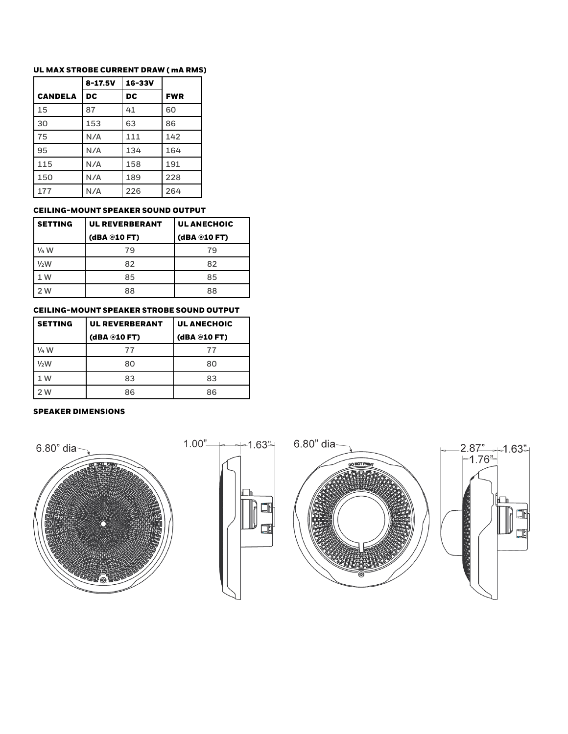### UL MAX STROBE CURRENT DRAW ( mA RMS)

| CANDELA | 8-17.5V DC | 16-33V DC | FWR |
|---|---|---|---|
| 15 | 87 | 41 | 60 |
| 30 | 153 | 63 | 86 |
| 75 | N/A | 111 | 142 |
| 95 | N/A | 134 | 164 |
| 115 | N/A | 158 | 191 |
| 150 | N/A | 189 | 228 |
| 177 | N/A | 226 | 264 |

### CEILING-MOUNT SPEAKER SOUND OUTPUT

| SETTING | UL REVERBERANT (dBA @10 FT) | UL ANECHOIC (dBA @10 FT) |
|---|---|---|
| ¼ W | 79 | 79 |
| ½W | 82 | 82 |
| 1 W | 85 | 85 |
| 2 W | 88 | 88 |

### CEILING-MOUNT SPEAKER STROBE SOUND OUTPUT

| SETTING | UL REVERBERANT (dBA @10 FT) | UL ANECHOIC (dBA @10 FT) |
|---|---|---|
| ¼ W | 77 | 77 |
| ½W | 80 | 80 |
| 1 W | 83 | 83 |
| 2 W | 86 | 86 |

### SPEAKER DIMENSIONS

6.80" dia

1.00" 1.63"

6.80" dia

2.87" 1.76" 1.63"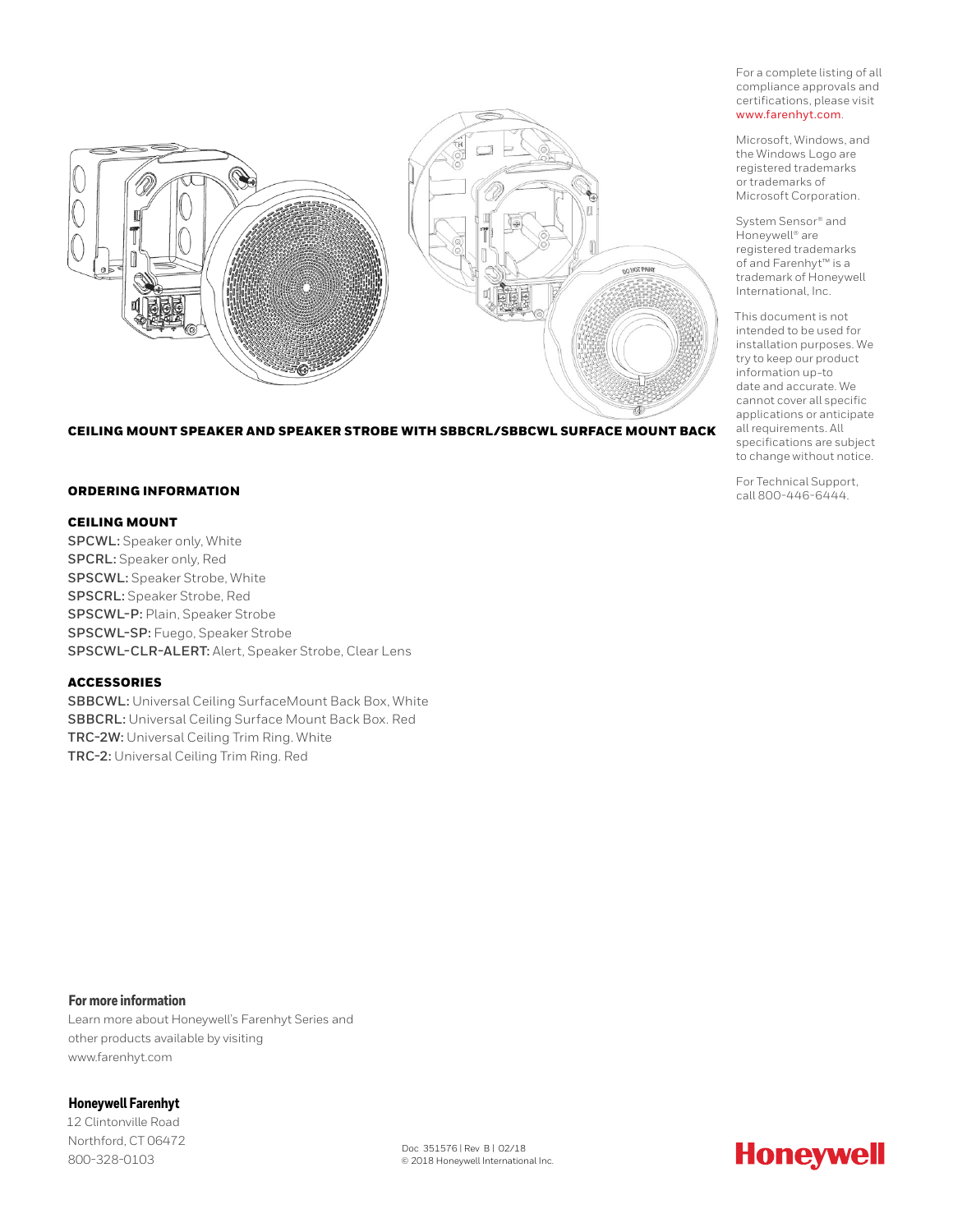CEILING MOUNT SPEAKER AND SPEAKER STROBE WITH SBBCRL/SBBCWL SURFACE MOUNT BACK

For a complete listing of all compliance approvals and certifications, please visit www.farenhyt.com.

Microsoft, Windows, and the Windows Logo are registered trademarks or trademarks of Microsoft Corporation.

System Sensor® and Honeywell® are registered trademarks of and Farenhyt™ is a trademark of Honeywell International, Inc.

This document is not intended to be used for installation purposes. We try to keep our product information up-to date and accurate. We cannot cover all specific applications or anticipate all requirements. All specifications are subject to change without notice.

For Technical Support, call 800-446-6444.

## ORDERING INFORMATION

### CEILING MOUNT

**SPCWL:** Speaker only, White
**SPCRL:** Speaker only, Red
**SPSCWL:** Speaker Strobe, White
**SPSCRL:** Speaker Strobe, Red
**SPSCWL-P:** Plain, Speaker Strobe
**SPSCWL-SP:** Fuego, Speaker Strobe
**SPSCWL-CLR-ALERT:** Alert, Speaker Strobe, Clear Lens

### ACCESSORIES

**SBBCWL:** Universal Ceiling SurfaceMount Back Box, White
**SBBCRL:** Universal Ceiling Surface Mount Back Box. Red
**TRC-2W:** Universal Ceiling Trim Ring. White
**TRC-2:** Universal Ceiling Trim Ring. Red

**For more information**

Learn more about Honeywell's Farenhyt Series and other products available by visiting www.farenhyt.com

**Honeywell Farenhyt**

12 Clintonville Road
Northford, CT 06472
800-328-0103

Doc 351576 | Rev B | 02/18
© 2018 Honeywell International Inc.

Honeywell